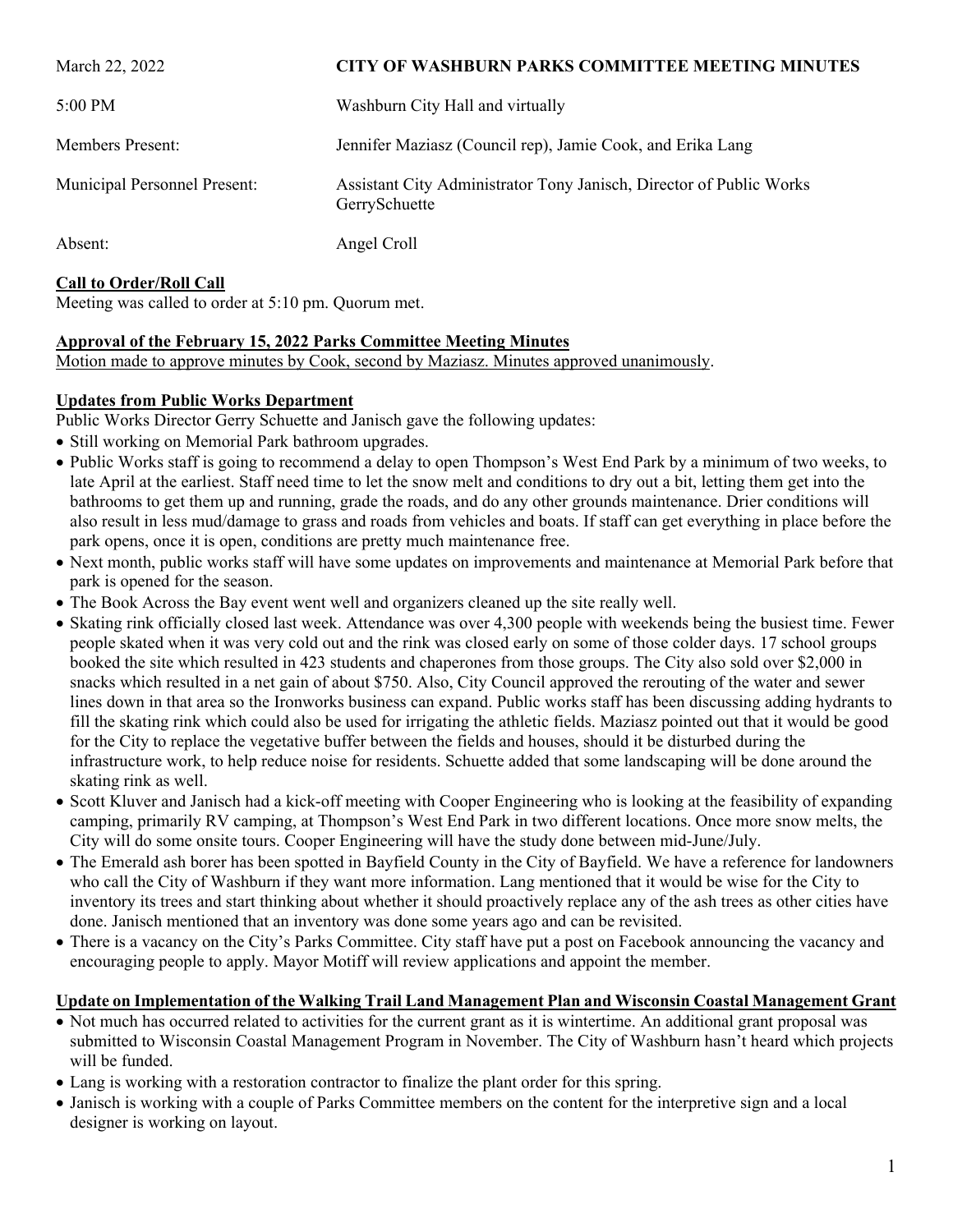March 22, 2022 **CITY OF WASHBURN PARKS COMMITTEE MEETING MINUTES**

5:00 PM Washburn City Hall and virtually

Members Present: Jennifer Maziasz (Council rep), Jamie Cook, and Erika Lang

Municipal Personnel Present: Assistant City Administrator Tony Janisch, Director of Public Works GerrySchuette

Absent: Angel Croll

**Call to Order/Roll Call**

Meeting was called to order at 5:10 pm. Quorum met.

**Approval of the February 15, 2022 Parks Committee Meeting Minutes**

Motion made to approve minutes by Cook, second by Maziasz. Minutes approved unanimously.

**Updates from Public Works Department**

Public Works Director Gerry Schuette and Janisch gave the following updates:

- Still working on Memorial Park bathroom upgrades.
- Public Works staff is going to recommend a delay to open Thompson's West End Park by a minimum of two weeks, to late April at the earliest. Staff need time to let the snow melt and conditions to dry out a bit, letting them get into the bathrooms to get them up and running, grade the roads, and do any other grounds maintenance. Drier conditions will also result in less mud/damage to grass and roads from vehicles and boats. If staff can get everything in place before the park opens, once it is open, conditions are pretty much maintenance free.
- Next month, public works staff will have some updates on improvements and maintenance at Memorial Park before that park is opened for the season.
- The Book Across the Bay event went well and organizers cleaned up the site really well.
- Skating rink officially closed last week. Attendance was over 4,300 people with weekends being the busiest time. Fewer people skated when it was very cold out and the rink was closed early on some of those colder days. 17 school groups booked the site which resulted in 423 students and chaperones from those groups. The City also sold over $2,000 in snacks which resulted in a net gain of about $750. Also, City Council approved the rerouting of the water and sewer lines down in that area so the Ironworks business can expand. Public works staff has been discussing adding hydrants to fill the skating rink which could also be used for irrigating the athletic fields. Maziasz pointed out that it would be good for the City to replace the vegetative buffer between the fields and houses, should it be disturbed during the infrastructure work, to help reduce noise for residents. Schuette added that some landscaping will be done around the skating rink as well.
- Scott Kluver and Janisch had a kick-off meeting with Cooper Engineering who is looking at the feasibility of expanding camping, primarily RV camping, at Thompson's West End Park in two different locations. Once more snow melts, the City will do some onsite tours. Cooper Engineering will have the study done between mid-June/July.
- The Emerald ash borer has been spotted in Bayfield County in the City of Bayfield. We have a reference for landowners who call the City of Washburn if they want more information. Lang mentioned that it would be wise for the City to inventory its trees and start thinking about whether it should proactively replace any of the ash trees as other cities have done. Janisch mentioned that an inventory was done some years ago and can be revisited.
- There is a vacancy on the City's Parks Committee. City staff have put a post on Facebook announcing the vacancy and encouraging people to apply. Mayor Motiff will review applications and appoint the member.

**Update on Implementation of the Walking Trail Land Management Plan and Wisconsin Coastal Management Grant**

- Not much has occurred related to activities for the current grant as it is wintertime. An additional grant proposal was submitted to Wisconsin Coastal Management Program in November. The City of Washburn hasn't heard which projects will be funded.
- Lang is working with a restoration contractor to finalize the plant order for this spring.
- Janisch is working with a couple of Parks Committee members on the content for the interpretive sign and a local designer is working on layout.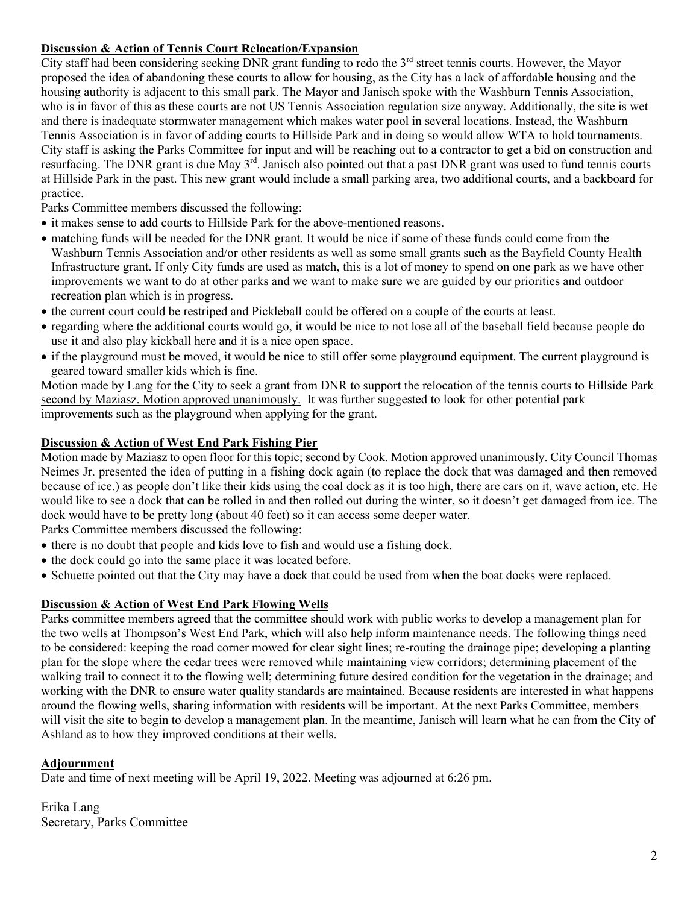**<u>Discussion & Action of Tennis Court Relocation/Expansion</u>**

City staff had been considering seeking DNR grant funding to redo the 3rd street tennis courts. However, the Mayor proposed the idea of abandoning these courts to allow for housing, as the City has a lack of affordable housing and the housing authority is adjacent to this small park. The Mayor and Janisch spoke with the Washburn Tennis Association, who is in favor of this as these courts are not US Tennis Association regulation size anyway. Additionally, the site is wet and there is inadequate stormwater management which makes water pool in several locations. Instead, the Washburn Tennis Association is in favor of adding courts to Hillside Park and in doing so would allow WTA to hold tournaments. City staff is asking the Parks Committee for input and will be reaching out to a contractor to get a bid on construction and resurfacing. The DNR grant is due May 3rd. Janisch also pointed out that a past DNR grant was used to fund tennis courts at Hillside Park in the past. This new grant would include a small parking area, two additional courts, and a backboard for practice.

Parks Committee members discussed the following:

- it makes sense to add courts to Hillside Park for the above-mentioned reasons.
- matching funds will be needed for the DNR grant. It would be nice if some of these funds could come from the Washburn Tennis Association and/or other residents as well as some small grants such as the Bayfield County Health Infrastructure grant. If only City funds are used as match, this is a lot of money to spend on one park as we have other improvements we want to do at other parks and we want to make sure we are guided by our priorities and outdoor recreation plan which is in progress.
- the current court could be restriped and Pickleball could be offered on a couple of the courts at least.
- regarding where the additional courts would go, it would be nice to not lose all of the baseball field because people do use it and also play kickball here and it is a nice open space.
- if the playground must be moved, it would be nice to still offer some playground equipment. The current playground is geared toward smaller kids which is fine.

<u>Motion made by Lang for the City to seek a grant from DNR to support the relocation of the tennis courts to Hillside Park second by Maziasz. Motion approved unanimously.</u> It was further suggested to look for other potential park improvements such as the playground when applying for the grant.

**<u>Discussion & Action of West End Park Fishing Pier</u>**

<u>Motion made by Maziasz to open floor for this topic; second by Cook. Motion approved unanimously</u>. City Council Thomas Neimes Jr. presented the idea of putting in a fishing dock again (to replace the dock that was damaged and then removed because of ice.) as people don't like their kids using the coal dock as it is too high, there are cars on it, wave action, etc. He would like to see a dock that can be rolled in and then rolled out during the winter, so it doesn't get damaged from ice. The dock would have to be pretty long (about 40 feet) so it can access some deeper water.

Parks Committee members discussed the following:

- there is no doubt that people and kids love to fish and would use a fishing dock.
- the dock could go into the same place it was located before.
- Schuette pointed out that the City may have a dock that could be used from when the boat docks were replaced.

**<u>Discussion & Action of West End Park Flowing Wells</u>**

Parks committee members agreed that the committee should work with public works to develop a management plan for the two wells at Thompson's West End Park, which will also help inform maintenance needs. The following things need to be considered: keeping the road corner mowed for clear sight lines; re-routing the drainage pipe; developing a planting plan for the slope where the cedar trees were removed while maintaining view corridors; determining placement of the walking trail to connect it to the flowing well; determining future desired condition for the vegetation in the drainage; and working with the DNR to ensure water quality standards are maintained. Because residents are interested in what happens around the flowing wells, sharing information with residents will be important. At the next Parks Committee, members will visit the site to begin to develop a management plan. In the meantime, Janisch will learn what he can from the City of Ashland as to how they improved conditions at their wells.

**<u>Adjournment</u>**

Date and time of next meeting will be April 19, 2022. Meeting was adjourned at 6:26 pm.

Erika Lang
Secretary, Parks Committee